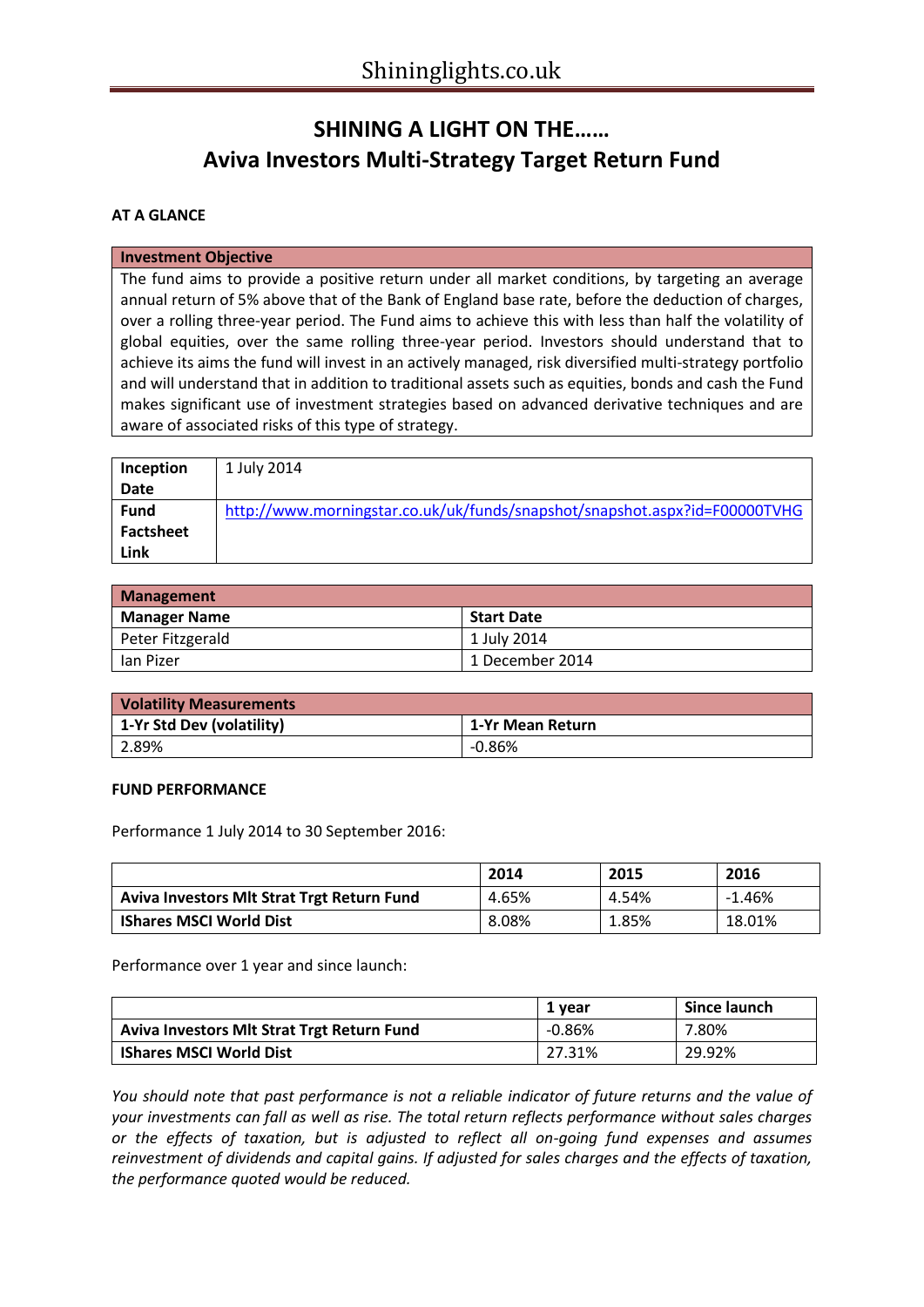Shininglights.co.uk

# SHINING A LIGHT ON THE……
# Aviva Investors Multi-Strategy Target Return Fund

**AT A GLANCE**

| Investment Objective |
|---|
| The fund aims to provide a positive return under all market conditions, by targeting an average annual return of 5% above that of the Bank of England base rate, before the deduction of charges, over a rolling three-year period. The Fund aims to achieve this with less than half the volatility of global equities, over the same rolling three-year period. Investors should understand that to achieve its aims the fund will invest in an actively managed, risk diversified multi-strategy portfolio and will understand that in addition to traditional assets such as equities, bonds and cash the Fund makes significant use of investment strategies based on advanced derivative techniques and are aware of associated risks of this type of strategy. |

| | |
|---|---|
| **Inception Date** | 1 July 2014 |
| **Fund Factsheet Link** | http://www.morningstar.co.uk/uk/funds/snapshot/snapshot.aspx?id=F00000TVHG |

| Management | |
|---|---|
| **Manager Name** | **Start Date** |
| Peter Fitzgerald | 1 July 2014 |
| Ian Pizer | 1 December 2014 |

| Volatility Measurements | |
|---|---|
| **1-Yr Std Dev (volatility)** | **1-Yr Mean Return** |
| 2.89% | -0.86% |

**FUND PERFORMANCE**

Performance 1 July 2014 to 30 September 2016:

| | 2014 | 2015 | 2016 |
|---|---|---|---|
| **Aviva Investors Mlt Strat Trgt Return Fund** | 4.65% | 4.54% | -1.46% |
| **IShares MSCI World Dist** | 8.08% | 1.85% | 18.01% |

Performance over 1 year and since launch:

| | 1 year | Since launch |
|---|---|---|
| **Aviva Investors Mlt Strat Trgt Return Fund** | -0.86% | 7.80% |
| **IShares MSCI World Dist** | 27.31% | 29.92% |

*You should note that past performance is not a reliable indicator of future returns and the value of your investments can fall as well as rise. The total return reflects performance without sales charges or the effects of taxation, but is adjusted to reflect all on-going fund expenses and assumes reinvestment of dividends and capital gains. If adjusted for sales charges and the effects of taxation, the performance quoted would be reduced.*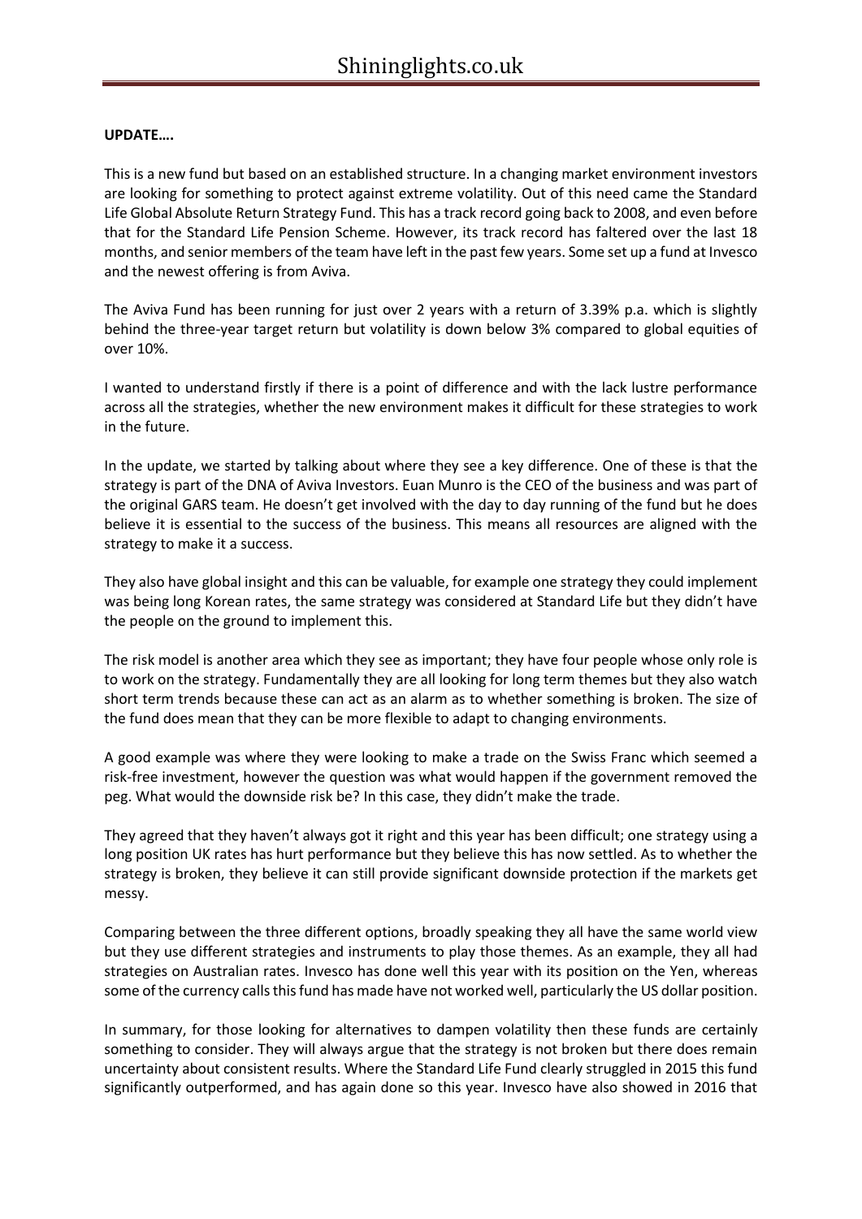**UPDATE….**

This is a new fund but based on an established structure. In a changing market environment investors are looking for something to protect against extreme volatility. Out of this need came the Standard Life Global Absolute Return Strategy Fund. This has a track record going back to 2008, and even before that for the Standard Life Pension Scheme. However, its track record has faltered over the last 18 months, and senior members of the team have left in the past few years. Some set up a fund at Invesco and the newest offering is from Aviva.

The Aviva Fund has been running for just over 2 years with a return of 3.39% p.a. which is slightly behind the three-year target return but volatility is down below 3% compared to global equities of over 10%.

I wanted to understand firstly if there is a point of difference and with the lack lustre performance across all the strategies, whether the new environment makes it difficult for these strategies to work in the future.

In the update, we started by talking about where they see a key difference. One of these is that the strategy is part of the DNA of Aviva Investors. Euan Munro is the CEO of the business and was part of the original GARS team. He doesn't get involved with the day to day running of the fund but he does believe it is essential to the success of the business. This means all resources are aligned with the strategy to make it a success.

They also have global insight and this can be valuable, for example one strategy they could implement was being long Korean rates, the same strategy was considered at Standard Life but they didn't have the people on the ground to implement this.

The risk model is another area which they see as important; they have four people whose only role is to work on the strategy. Fundamentally they are all looking for long term themes but they also watch short term trends because these can act as an alarm as to whether something is broken. The size of the fund does mean that they can be more flexible to adapt to changing environments.

A good example was where they were looking to make a trade on the Swiss Franc which seemed a risk-free investment, however the question was what would happen if the government removed the peg. What would the downside risk be? In this case, they didn't make the trade.

They agreed that they haven't always got it right and this year has been difficult; one strategy using a long position UK rates has hurt performance but they believe this has now settled. As to whether the strategy is broken, they believe it can still provide significant downside protection if the markets get messy.

Comparing between the three different options, broadly speaking they all have the same world view but they use different strategies and instruments to play those themes. As an example, they all had strategies on Australian rates. Invesco has done well this year with its position on the Yen, whereas some of the currency calls this fund has made have not worked well, particularly the US dollar position.

In summary, for those looking for alternatives to dampen volatility then these funds are certainly something to consider. They will always argue that the strategy is not broken but there does remain uncertainty about consistent results. Where the Standard Life Fund clearly struggled in 2015 this fund significantly outperformed, and has again done so this year. Invesco have also showed in 2016 that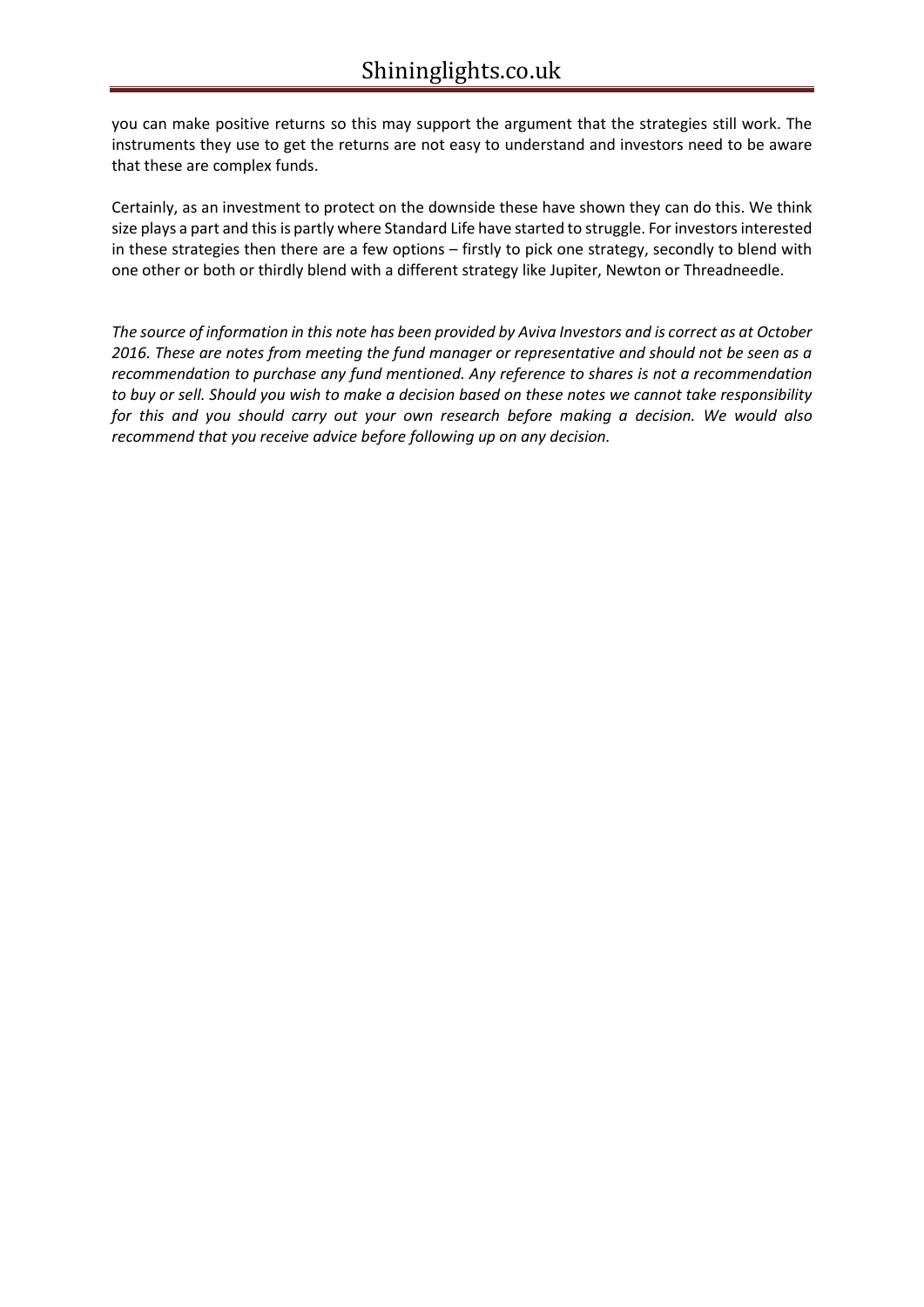you can make positive returns so this may support the argument that the strategies still work. The instruments they use to get the returns are not easy to understand and investors need to be aware that these are complex funds.

Certainly, as an investment to protect on the downside these have shown they can do this. We think size plays a part and this is partly where Standard Life have started to struggle. For investors interested in these strategies then there are a few options – firstly to pick one strategy, secondly to blend with one other or both or thirdly blend with a different strategy like Jupiter, Newton or Threadneedle.

*The source of information in this note has been provided by Aviva Investors and is correct as at October 2016. These are notes from meeting the fund manager or representative and should not be seen as a recommendation to purchase any fund mentioned. Any reference to shares is not a recommendation to buy or sell. Should you wish to make a decision based on these notes we cannot take responsibility for this and you should carry out your own research before making a decision. We would also recommend that you receive advice before following up on any decision.*